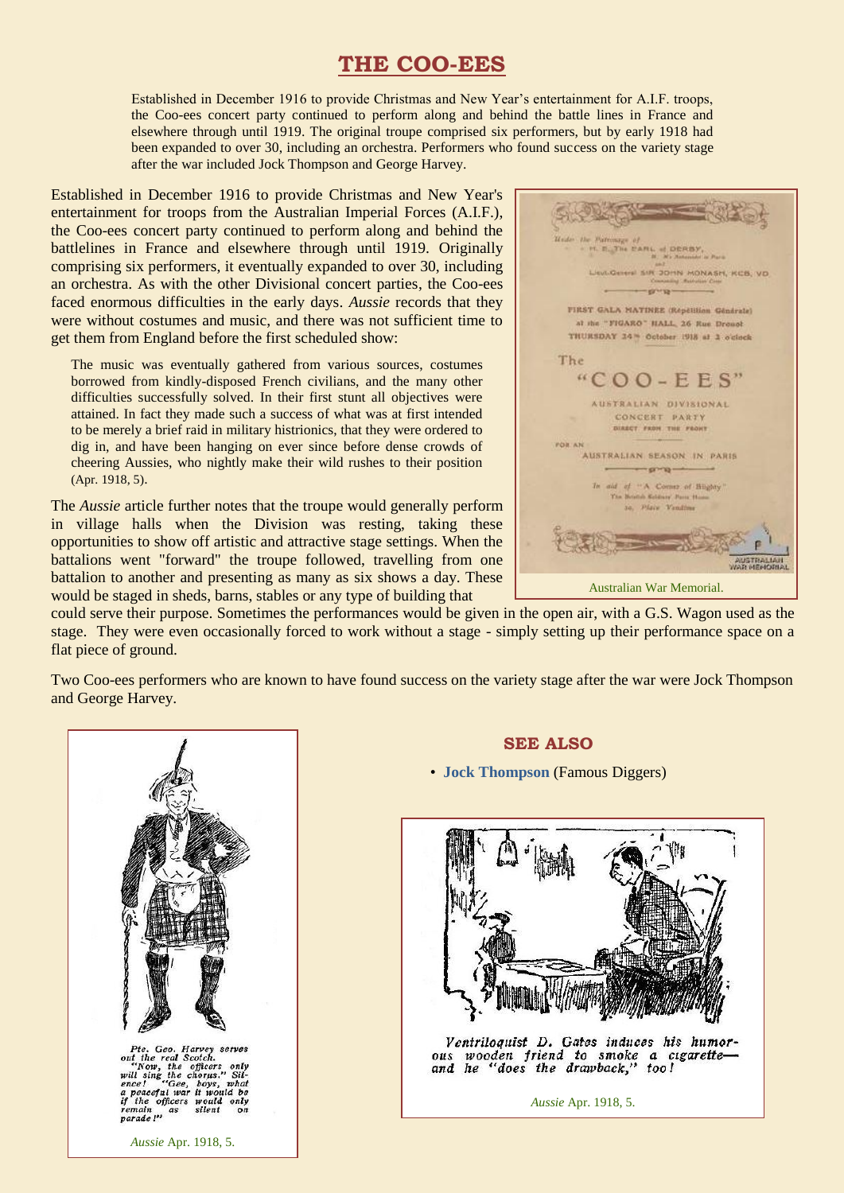# THE COO-EES

Established in December 1916 to provide Christmas and New Year's entertainment for A.I.F. troops, the Coo-ees concert party continued to perform along and behind the battle lines in France and elsewhere through until 1919. The original troupe comprised six performers, but by early 1918 had been expanded to over 30, including an orchestra. Performers who found success on the variety stage after the war included Jock Thompson and George Harvey.

Established in December 1916 to provide Christmas and New Year's entertainment for troops from the Australian Imperial Forces (A.I.F.), the Coo-ees concert party continued to perform along and behind the battlelines in France and elsewhere through until 1919. Originally comprising six performers, it eventually expanded to over 30, including an orchestra. As with the other Divisional concert parties, the Coo-ees faced enormous difficulties in the early days. *Aussie* records that they were without costumes and music, and there was not sufficient time to get them from England before the first scheduled show:

> The music was eventually gathered from various sources, costumes borrowed from kindly-disposed French civilians, and the many other difficulties successfully solved. In their first stunt all objectives were attained. In fact they made such a success of what was at first intended to be merely a brief raid in military histrionics, that they were ordered to dig in, and have been hanging on ever since before dense crowds of cheering Aussies, who nightly make their wild rushes to their position (Apr. 1918, 5).

Australian War Memorial.

The *Aussie* article further notes that the troupe would generally perform in village halls when the Division was resting, taking these opportunities to show off artistic and attractive stage settings. When the battalions went "forward" the troupe followed, travelling from one battalion to another and presenting as many as six shows a day. These would be staged in sheds, barns, stables or any type of building that could serve their purpose. Sometimes the performances would be given in the open air, with a G.S. Wagon used as the stage. They were even occasionally forced to work without a stage - simply setting up their performance space on a flat piece of ground.

Two Coo-ees performers who are known to have found success on the variety stage after the war were Jock Thompson and George Harvey.

*Pte. Geo. Harvey serves out the real Scotch. "Now, the officers only will sing the chorus." Silence! "Gee, boys, what a peaceful war it would be if the officers would only remain as silent on parade!"*

*Aussie* Apr. 1918, 5.

## SEE ALSO

- **Jock Thompson** (Famous Diggers)

*Ventriloquist D. Gates induces his humorous wooden friend to smoke a cigarette—and he "does the drawback," too!*

*Aussie* Apr. 1918, 5.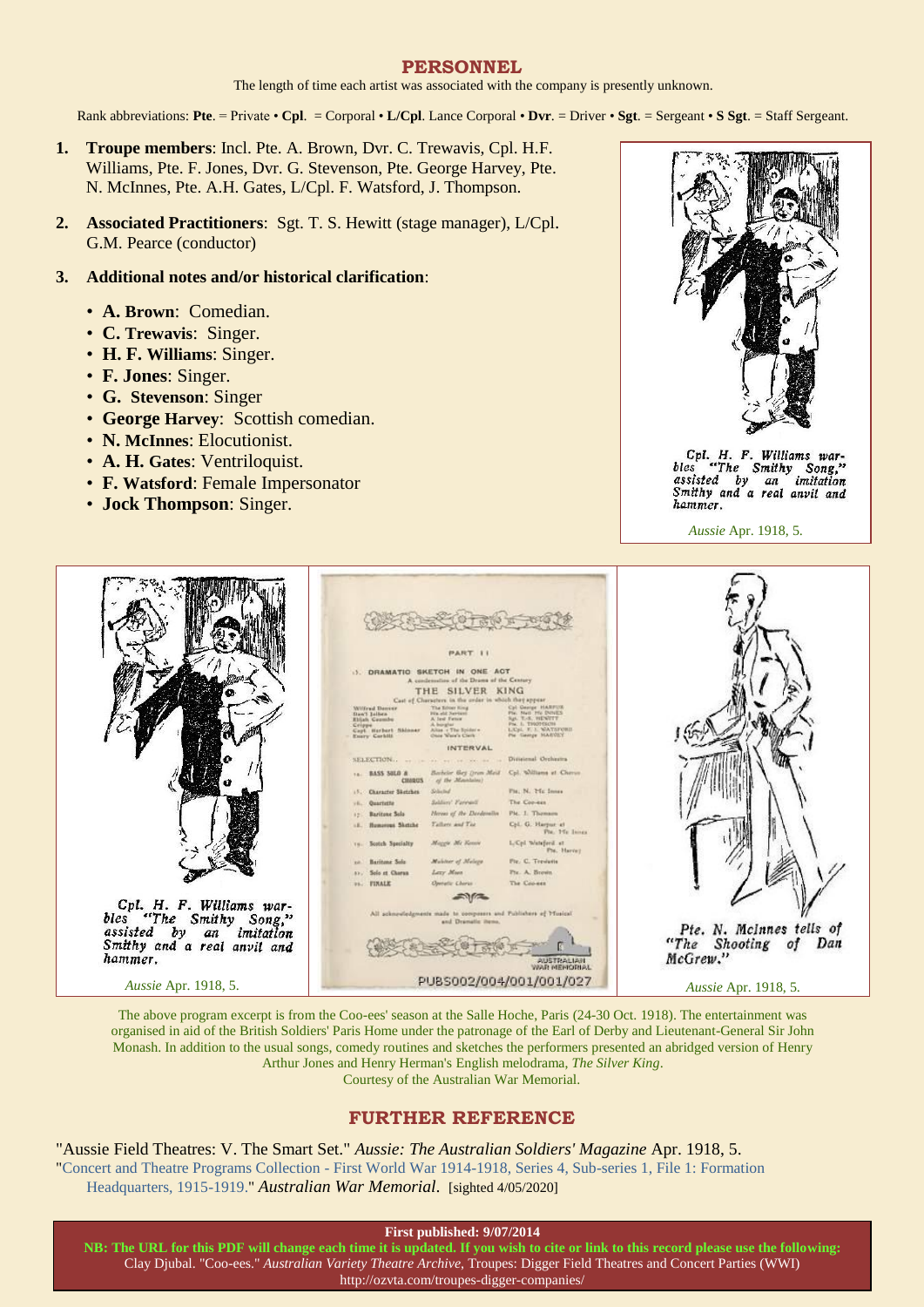## PERSONNEL

The length of time each artist was associated with the company is presently unknown.

Rank abbreviations: **Pte**. = Private • **Cpl**. = Corporal • **L/Cpl**. Lance Corporal • **Dvr**. = Driver • **Sgt**. = Sergeant • **S Sgt**. = Staff Sergeant.

1. **Troupe members**: Incl. Pte. A. Brown, Dvr. C. Trewavis, Cpl. H.F. Williams, Pte. F. Jones, Dvr. G. Stevenson, Pte. George Harvey, Pte. N. McInnes, Pte. A.H. Gates, L/Cpl. F. Watsford, J. Thompson.
2. **Associated Practitioners**: Sgt. T. S. Hewitt (stage manager), L/Cpl. G.M. Pearce (conductor)
3. **Additional notes and/or historical clarification**:
   - **A. Brown**: Comedian.
   - **C. Trewavis**: Singer.
   - **H. F. Williams**: Singer.
   - **F. Jones**: Singer.
   - **G. Stevenson**: Singer
   - **George Harvey**: Scottish comedian.
   - **N. McInnes**: Elocutionist.
   - **A. H. Gates**: Ventriloquist.
   - **F. Watsford**: Female Impersonator
   - **Jock Thompson**: Singer.

Cpl. H. F. Williams warbles "The Smithy Song," assisted by an imitation Smithy and a real anvil and hammer.

*Aussie* Apr. 1918, 5.

Cpl. H. F. Williams warbles "The Smithy Song," assisted by an imitation Smithy and a real anvil and hammer.

*Aussie* Apr. 1918, 5.

PUBS002/004/001/001/027

Pte. N. McInnes tells of "The Shooting of Dan McGrew."

*Aussie* Apr. 1918, 5.

The above program excerpt is from the Coo-ees' season at the Salle Hoche, Paris (24-30 Oct. 1918). The entertainment was organised in aid of the British Soldiers' Paris Home under the patronage of the Earl of Derby and Lieutenant-General Sir John Monash. In addition to the usual songs, comedy routines and sketches the performers presented an abridged version of Henry Arthur Jones and Henry Herman's English melodrama, *The Silver King*.
Courtesy of the Australian War Memorial.

## FURTHER REFERENCE

"Aussie Field Theatres: V. The Smart Set." *Aussie: The Australian Soldiers' Magazine* Apr. 1918, 5.

"Concert and Theatre Programs Collection - First World War 1914-1918, Series 4, Sub-series 1, File 1: Formation Headquarters, 1915-1919." *Australian War Memorial*. [sighted 4/05/2020]

**First published: 9/07/2014**
**NB: The URL for this PDF will change each time it is updated. If you wish to cite or link to this record please use the following:**
Clay Djubal. "Coo-ees." *Australian Variety Theatre Archive*, Troupes: Digger Field Theatres and Concert Parties (WWI)
http://ozvta.com/troupes-digger-companies/